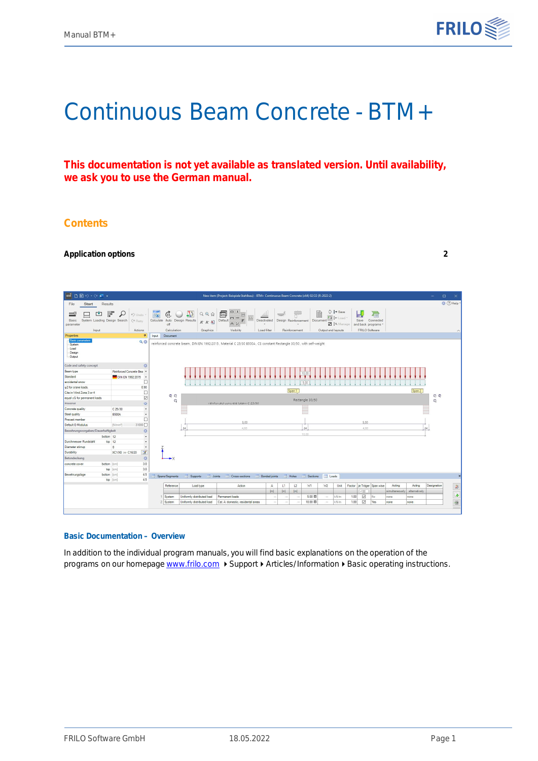# Continuous Beam Concrete - BTM+

**This documentation is not yet available as translated version. Until availability, we ask you to use the German manual.**

## Contents

**Application options** **2**

### Basic Documentation – Overview

In addition to the individual program manuals, you will find basic explanations on the operation of the programs on our homepage www.frilo.com ▸ Support ▸ Articles/Information ▸ Basic operating instructions.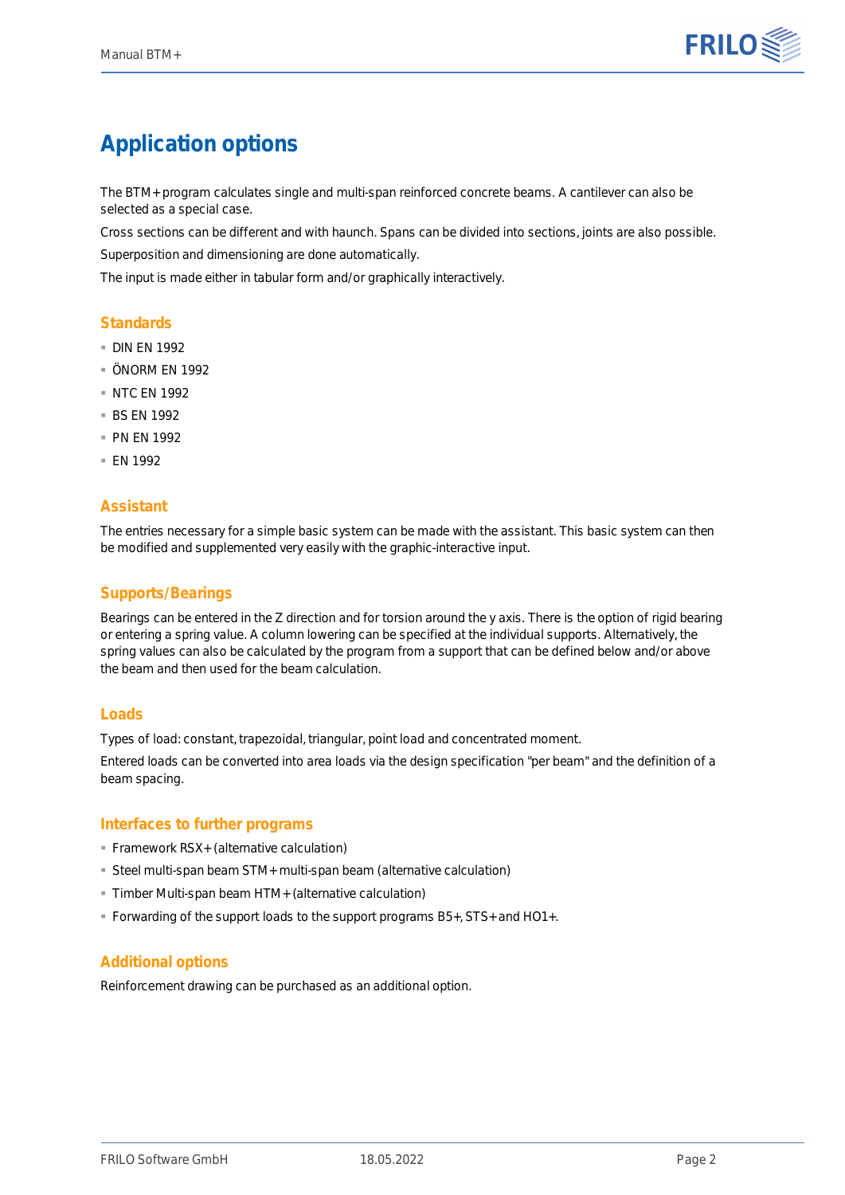# Application options

The BTM+ program calculates single and multi-span reinforced concrete beams. A cantilever can also be selected as a special case.

Cross sections can be different and with haunch. Spans can be divided into sections, joints are also possible.

Superposition and dimensioning are done automatically.

The input is made either in tabular form and/or graphically interactively.

## Standards

- DIN EN 1992
- ÖNORM EN 1992
- NTC EN 1992
- BS EN 1992
- PN EN 1992
- EN 1992

## Assistant

The entries necessary for a simple basic system can be made with the assistant. This basic system can then be modified and supplemented very easily with the graphic-interactive input.

## Supports/Bearings

Bearings can be entered in the Z direction and for torsion around the y axis. There is the option of rigid bearing or entering a spring value. A column lowering can be specified at the individual supports. Alternatively, the spring values can also be calculated by the program from a support that can be defined below and/or above the beam and then used for the beam calculation.

## Loads

Types of load: constant, trapezoidal, triangular, point load and concentrated moment.

Entered loads can be converted into area loads via the design specification "per beam" and the definition of a beam spacing.

## Interfaces to further programs

- Framework RSX+ (alternative calculation)
- Steel multi-span beam STM+ multi-span beam (alternative calculation)
- Timber Multi-span beam HTM+ (alternative calculation)
- Forwarding of the support loads to the support programs B5+, STS+ and HO1+.

## Additional options

Reinforcement drawing can be purchased as an additional option.